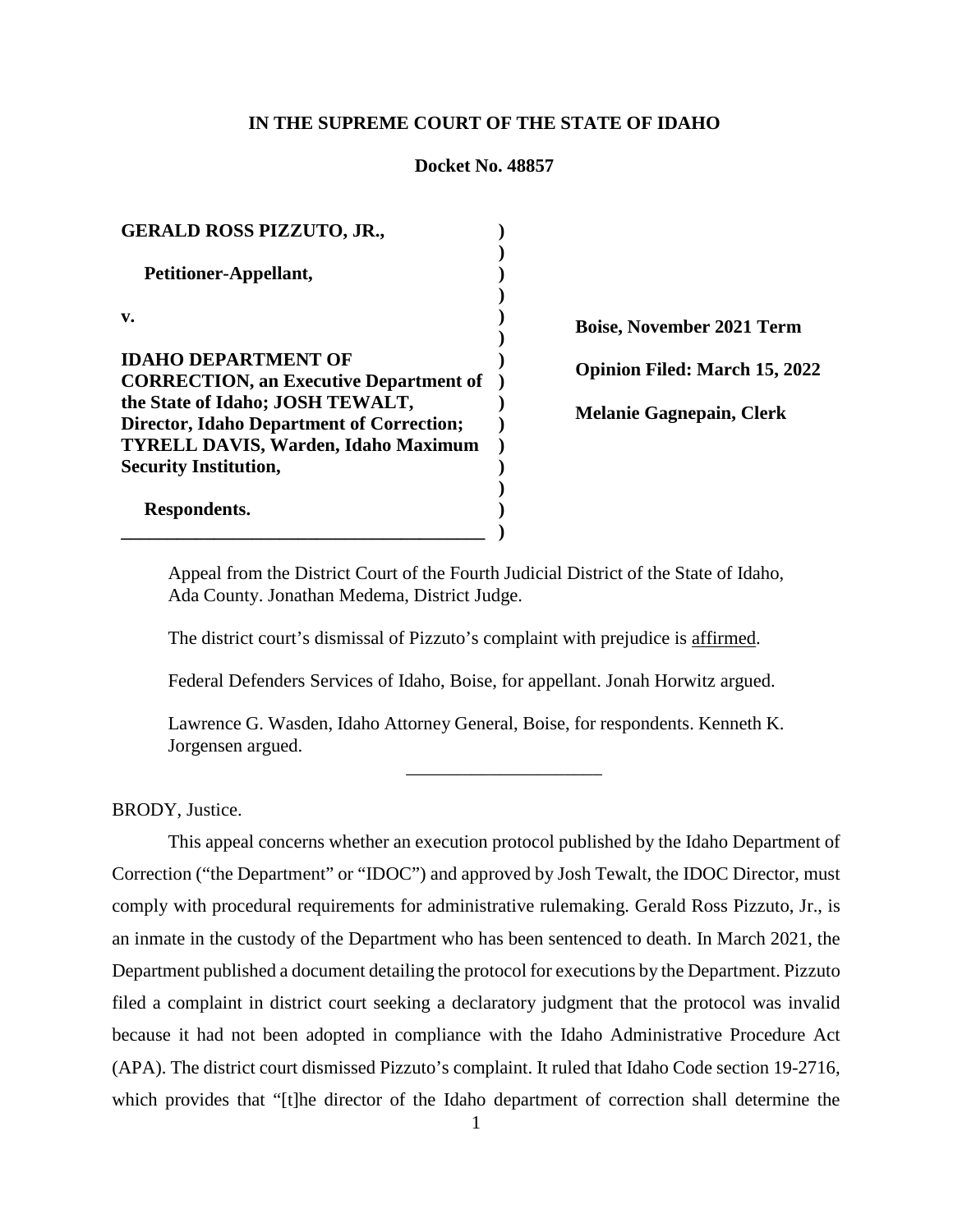**IN THE SUPREME COURT OF THE STATE OF IDAHO**

**Docket No. 48857**

| | |
|---|---|
| **GERALD ROSS PIZZUTO, JR.,** <br><br> **Petitioner-Appellant,** <br><br> **v.** <br><br> **IDAHO DEPARTMENT OF CORRECTION, an Executive Department of the State of Idaho; JOSH TEWALT, Director, Idaho Department of Correction; TYRELL DAVIS, Warden, Idaho Maximum Security Institution,** <br><br> **Respondents.** | **Boise, November 2021 Term** <br><br> **Opinion Filed: March 15, 2022** <br><br> **Melanie Gagnepain, Clerk** |

Appeal from the District Court of the Fourth Judicial District of the State of Idaho, Ada County. Jonathan Medema, District Judge.

The district court's dismissal of Pizzuto's complaint with prejudice is affirmed.

Federal Defenders Services of Idaho, Boise, for appellant. Jonah Horwitz argued.

Lawrence G. Wasden, Idaho Attorney General, Boise, for respondents. Kenneth K. Jorgensen argued.

---

BRODY, Justice.

This appeal concerns whether an execution protocol published by the Idaho Department of Correction ("the Department" or "IDOC") and approved by Josh Tewalt, the IDOC Director, must comply with procedural requirements for administrative rulemaking. Gerald Ross Pizzuto, Jr., is an inmate in the custody of the Department who has been sentenced to death. In March 2021, the Department published a document detailing the protocol for executions by the Department. Pizzuto filed a complaint in district court seeking a declaratory judgment that the protocol was invalid because it had not been adopted in compliance with the Idaho Administrative Procedure Act (APA). The district court dismissed Pizzuto's complaint. It ruled that Idaho Code section 19-2716, which provides that "[t]he director of the Idaho department of correction shall determine the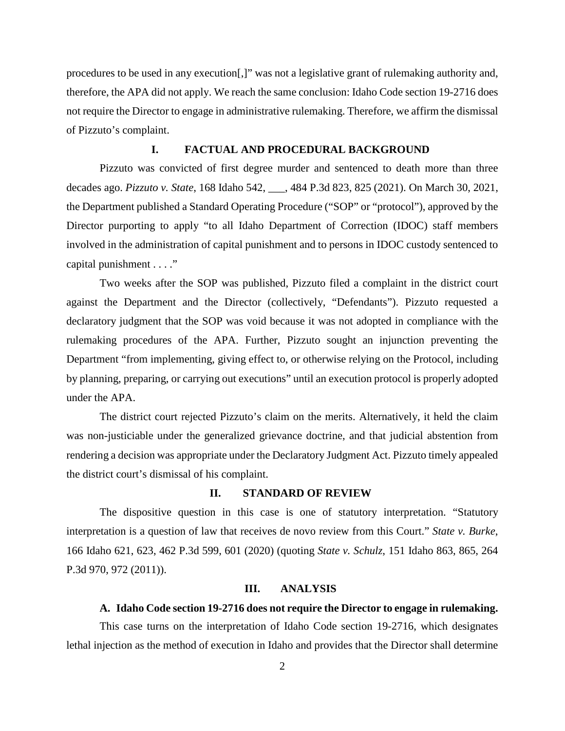procedures to be used in any execution[,]" was not a legislative grant of rulemaking authority and, therefore, the APA did not apply. We reach the same conclusion: Idaho Code section 19-2716 does not require the Director to engage in administrative rulemaking. Therefore, we affirm the dismissal of Pizzuto's complaint.

## I. FACTUAL AND PROCEDURAL BACKGROUND

Pizzuto was convicted of first degree murder and sentenced to death more than three decades ago. *Pizzuto v. State*, 168 Idaho 542, ___, 484 P.3d 823, 825 (2021). On March 30, 2021, the Department published a Standard Operating Procedure ("SOP" or "protocol"), approved by the Director purporting to apply "to all Idaho Department of Correction (IDOC) staff members involved in the administration of capital punishment and to persons in IDOC custody sentenced to capital punishment . . . ."

Two weeks after the SOP was published, Pizzuto filed a complaint in the district court against the Department and the Director (collectively, "Defendants"). Pizzuto requested a declaratory judgment that the SOP was void because it was not adopted in compliance with the rulemaking procedures of the APA. Further, Pizzuto sought an injunction preventing the Department "from implementing, giving effect to, or otherwise relying on the Protocol, including by planning, preparing, or carrying out executions" until an execution protocol is properly adopted under the APA.

The district court rejected Pizzuto's claim on the merits. Alternatively, it held the claim was non-justiciable under the generalized grievance doctrine, and that judicial abstention from rendering a decision was appropriate under the Declaratory Judgment Act. Pizzuto timely appealed the district court's dismissal of his complaint.

## II. STANDARD OF REVIEW

The dispositive question in this case is one of statutory interpretation. "Statutory interpretation is a question of law that receives de novo review from this Court." *State v. Burke*, 166 Idaho 621, 623, 462 P.3d 599, 601 (2020) (quoting *State v. Schulz*, 151 Idaho 863, 865, 264 P.3d 970, 972 (2011)).

## III. ANALYSIS

### A. Idaho Code section 19-2716 does not require the Director to engage in rulemaking.

This case turns on the interpretation of Idaho Code section 19-2716, which designates lethal injection as the method of execution in Idaho and provides that the Director shall determine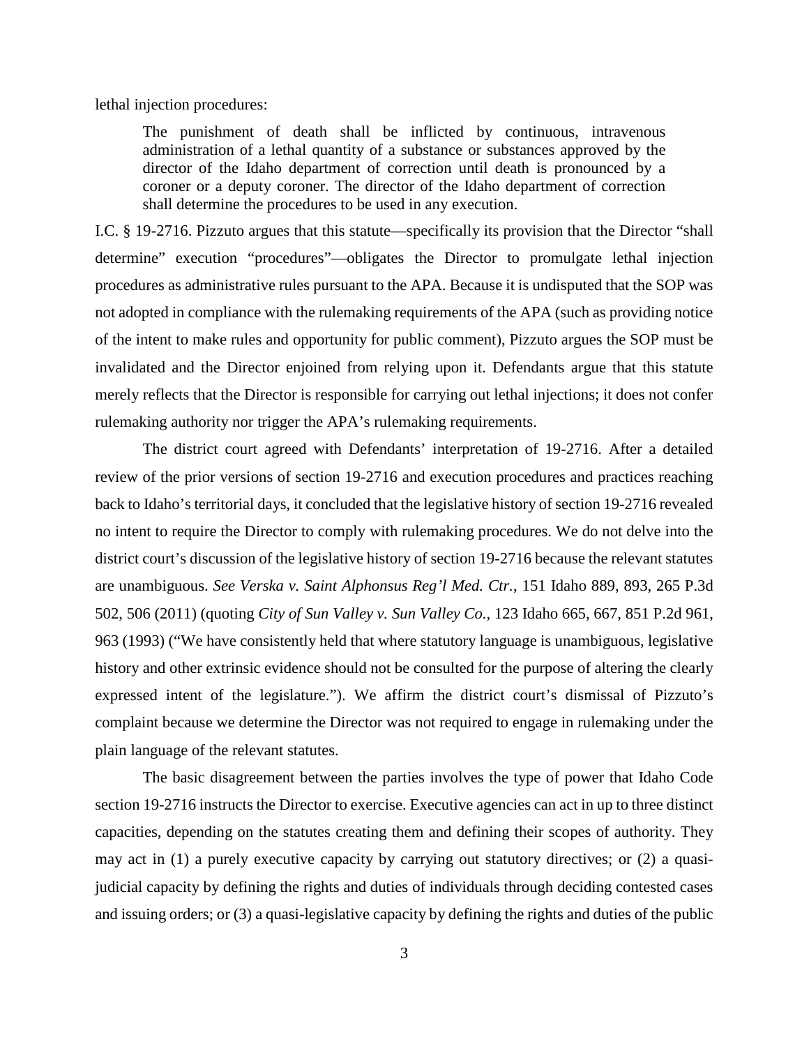lethal injection procedures:

> The punishment of death shall be inflicted by continuous, intravenous administration of a lethal quantity of a substance or substances approved by the director of the Idaho department of correction until death is pronounced by a coroner or a deputy coroner. The director of the Idaho department of correction shall determine the procedures to be used in any execution.

I.C. § 19-2716. Pizzuto argues that this statute—specifically its provision that the Director "shall determine" execution "procedures"—obligates the Director to promulgate lethal injection procedures as administrative rules pursuant to the APA. Because it is undisputed that the SOP was not adopted in compliance with the rulemaking requirements of the APA (such as providing notice of the intent to make rules and opportunity for public comment), Pizzuto argues the SOP must be invalidated and the Director enjoined from relying upon it. Defendants argue that this statute merely reflects that the Director is responsible for carrying out lethal injections; it does not confer rulemaking authority nor trigger the APA's rulemaking requirements.

The district court agreed with Defendants' interpretation of 19-2716. After a detailed review of the prior versions of section 19-2716 and execution procedures and practices reaching back to Idaho's territorial days, it concluded that the legislative history of section 19-2716 revealed no intent to require the Director to comply with rulemaking procedures. We do not delve into the district court's discussion of the legislative history of section 19-2716 because the relevant statutes are unambiguous. *See Verska v. Saint Alphonsus Reg'l Med. Ctr.*, 151 Idaho 889, 893, 265 P.3d 502, 506 (2011) (quoting *City of Sun Valley v. Sun Valley Co.*, 123 Idaho 665, 667, 851 P.2d 961, 963 (1993) ("We have consistently held that where statutory language is unambiguous, legislative history and other extrinsic evidence should not be consulted for the purpose of altering the clearly expressed intent of the legislature."). We affirm the district court's dismissal of Pizzuto's complaint because we determine the Director was not required to engage in rulemaking under the plain language of the relevant statutes.

The basic disagreement between the parties involves the type of power that Idaho Code section 19-2716 instructs the Director to exercise. Executive agencies can act in up to three distinct capacities, depending on the statutes creating them and defining their scopes of authority. They may act in (1) a purely executive capacity by carrying out statutory directives; or (2) a quasi-judicial capacity by defining the rights and duties of individuals through deciding contested cases and issuing orders; or (3) a quasi-legislative capacity by defining the rights and duties of the public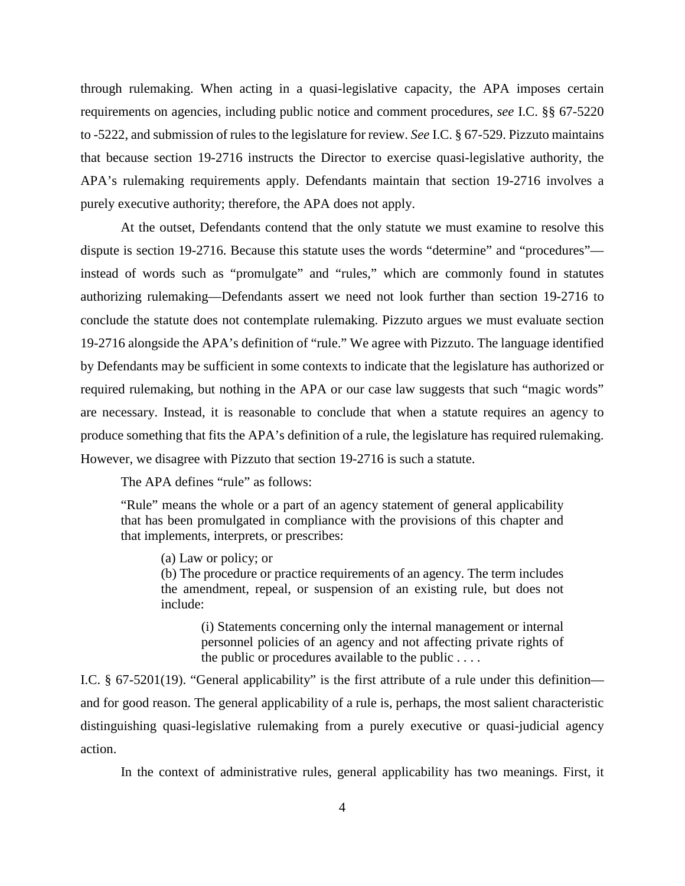through rulemaking. When acting in a quasi-legislative capacity, the APA imposes certain requirements on agencies, including public notice and comment procedures, *see* I.C. §§ 67-5220 to -5222, and submission of rules to the legislature for review. *See* I.C. § 67-529. Pizzuto maintains that because section 19-2716 instructs the Director to exercise quasi-legislative authority, the APA's rulemaking requirements apply. Defendants maintain that section 19-2716 involves a purely executive authority; therefore, the APA does not apply.

At the outset, Defendants contend that the only statute we must examine to resolve this dispute is section 19-2716. Because this statute uses the words "determine" and "procedures"—instead of words such as "promulgate" and "rules," which are commonly found in statutes authorizing rulemaking—Defendants assert we need not look further than section 19-2716 to conclude the statute does not contemplate rulemaking. Pizzuto argues we must evaluate section 19-2716 alongside the APA's definition of "rule." We agree with Pizzuto. The language identified by Defendants may be sufficient in some contexts to indicate that the legislature has authorized or required rulemaking, but nothing in the APA or our case law suggests that such "magic words" are necessary. Instead, it is reasonable to conclude that when a statute requires an agency to produce something that fits the APA's definition of a rule, the legislature has required rulemaking. However, we disagree with Pizzuto that section 19-2716 is such a statute.

The APA defines "rule" as follows:

> "Rule" means the whole or a part of an agency statement of general applicability that has been promulgated in compliance with the provisions of this chapter and that implements, interprets, or prescribes:
>
> > (a) Law or policy; or
> > (b) The procedure or practice requirements of an agency. The term includes the amendment, repeal, or suspension of an existing rule, but does not include:
> >
> > > (i) Statements concerning only the internal management or internal personnel policies of an agency and not affecting private rights of the public or procedures available to the public . . . .

I.C. § 67-5201(19). "General applicability" is the first attribute of a rule under this definition—and for good reason. The general applicability of a rule is, perhaps, the most salient characteristic distinguishing quasi-legislative rulemaking from a purely executive or quasi-judicial agency action.

In the context of administrative rules, general applicability has two meanings. First, it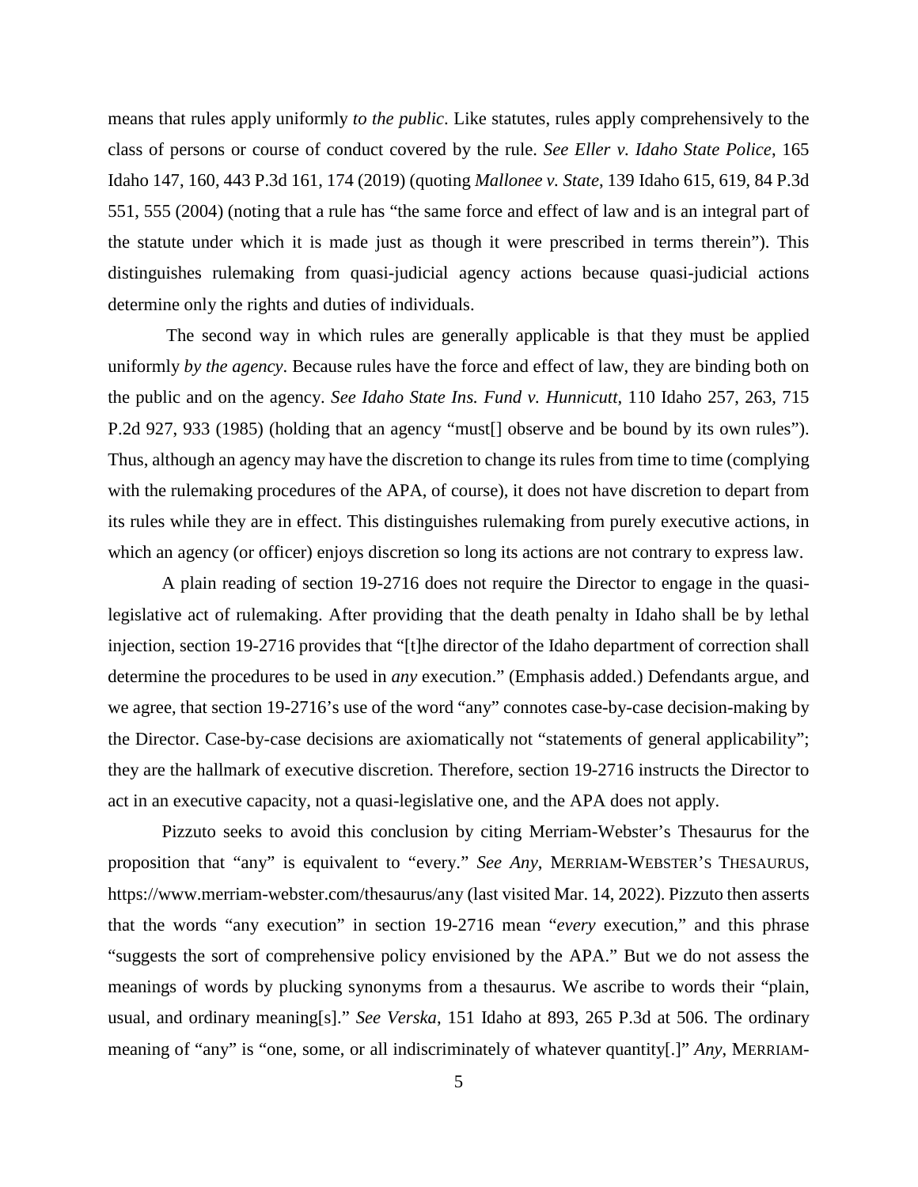means that rules apply uniformly *to the public*. Like statutes, rules apply comprehensively to the class of persons or course of conduct covered by the rule. *See Eller v. Idaho State Police*, 165 Idaho 147, 160, 443 P.3d 161, 174 (2019) (quoting *Mallonee v. State*, 139 Idaho 615, 619, 84 P.3d 551, 555 (2004) (noting that a rule has "the same force and effect of law and is an integral part of the statute under which it is made just as though it were prescribed in terms therein"). This distinguishes rulemaking from quasi-judicial agency actions because quasi-judicial actions determine only the rights and duties of individuals.

The second way in which rules are generally applicable is that they must be applied uniformly *by the agency*. Because rules have the force and effect of law, they are binding both on the public and on the agency. *See Idaho State Ins. Fund v. Hunnicutt*, 110 Idaho 257, 263, 715 P.2d 927, 933 (1985) (holding that an agency "must[] observe and be bound by its own rules"). Thus, although an agency may have the discretion to change its rules from time to time (complying with the rulemaking procedures of the APA, of course), it does not have discretion to depart from its rules while they are in effect. This distinguishes rulemaking from purely executive actions, in which an agency (or officer) enjoys discretion so long its actions are not contrary to express law.

A plain reading of section 19-2716 does not require the Director to engage in the quasi-legislative act of rulemaking. After providing that the death penalty in Idaho shall be by lethal injection, section 19-2716 provides that "[t]he director of the Idaho department of correction shall determine the procedures to be used in *any* execution." (Emphasis added.) Defendants argue, and we agree, that section 19-2716's use of the word "any" connotes case-by-case decision-making by the Director. Case-by-case decisions are axiomatically not "statements of general applicability"; they are the hallmark of executive discretion. Therefore, section 19-2716 instructs the Director to act in an executive capacity, not a quasi-legislative one, and the APA does not apply.

Pizzuto seeks to avoid this conclusion by citing Merriam-Webster's Thesaurus for the proposition that "any" is equivalent to "every." *See Any*, MERRIAM-WEBSTER'S THESAURUS, https://www.merriam-webster.com/thesaurus/any (last visited Mar. 14, 2022). Pizzuto then asserts that the words "any execution" in section 19-2716 mean "*every* execution," and this phrase "suggests the sort of comprehensive policy envisioned by the APA." But we do not assess the meanings of words by plucking synonyms from a thesaurus. We ascribe to words their "plain, usual, and ordinary meaning[s]." *See Verska*, 151 Idaho at 893, 265 P.3d at 506. The ordinary meaning of "any" is "one, some, or all indiscriminately of whatever quantity[.]" *Any*, MERRIAM-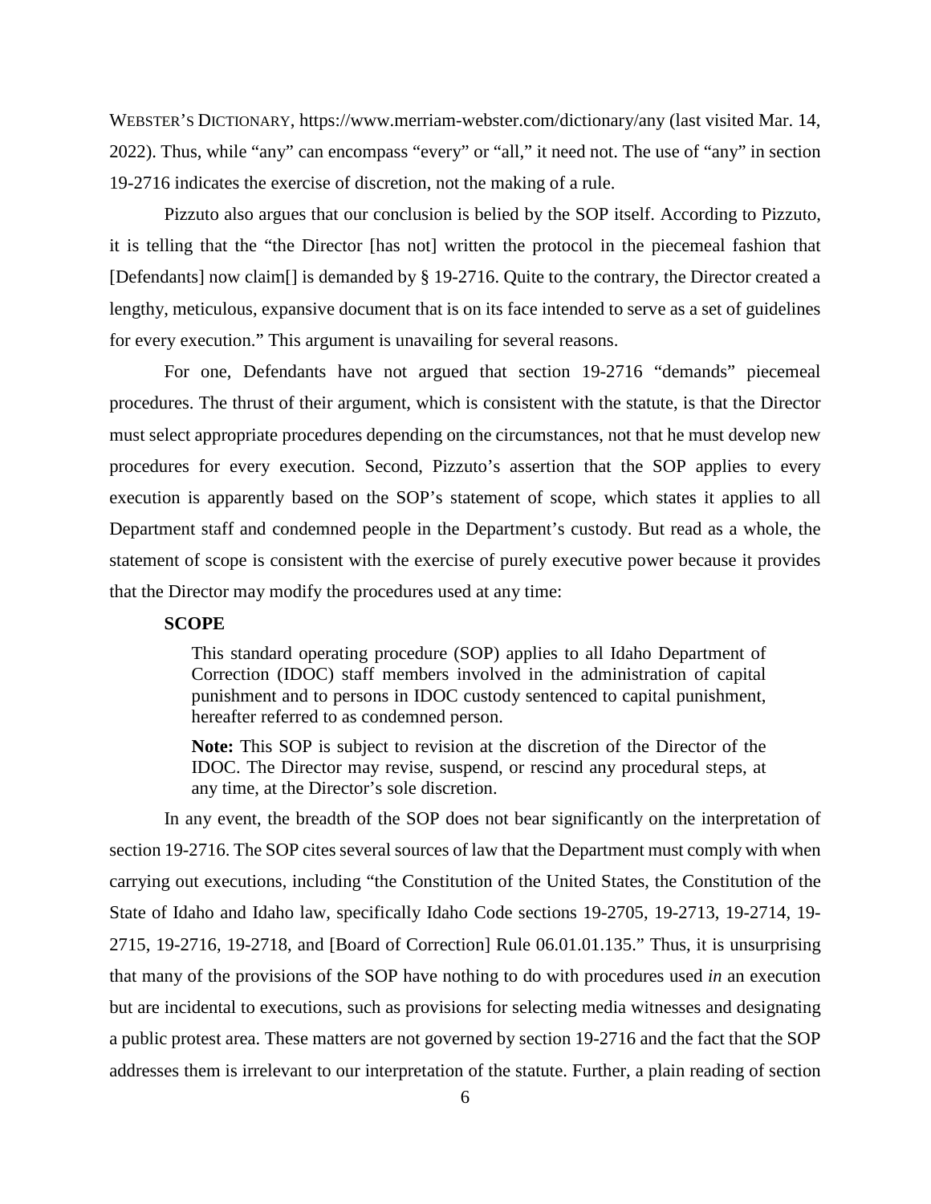WEBSTER'S DICTIONARY, https://www.merriam-webster.com/dictionary/any (last visited Mar. 14, 2022). Thus, while "any" can encompass "every" or "all," it need not. The use of "any" in section 19-2716 indicates the exercise of discretion, not the making of a rule.

Pizzuto also argues that our conclusion is belied by the SOP itself. According to Pizzuto, it is telling that the "the Director [has not] written the protocol in the piecemeal fashion that [Defendants] now claim[] is demanded by § 19-2716. Quite to the contrary, the Director created a lengthy, meticulous, expansive document that is on its face intended to serve as a set of guidelines for every execution." This argument is unavailing for several reasons.

For one, Defendants have not argued that section 19-2716 "demands" piecemeal procedures. The thrust of their argument, which is consistent with the statute, is that the Director must select appropriate procedures depending on the circumstances, not that he must develop new procedures for every execution. Second, Pizzuto's assertion that the SOP applies to every execution is apparently based on the SOP's statement of scope, which states it applies to all Department staff and condemned people in the Department's custody. But read as a whole, the statement of scope is consistent with the exercise of purely executive power because it provides that the Director may modify the procedures used at any time:

> **SCOPE**
>
> This standard operating procedure (SOP) applies to all Idaho Department of Correction (IDOC) staff members involved in the administration of capital punishment and to persons in IDOC custody sentenced to capital punishment, hereafter referred to as condemned person.
>
> **Note:** This SOP is subject to revision at the discretion of the Director of the IDOC. The Director may revise, suspend, or rescind any procedural steps, at any time, at the Director's sole discretion.

In any event, the breadth of the SOP does not bear significantly on the interpretation of section 19-2716. The SOP cites several sources of law that the Department must comply with when carrying out executions, including "the Constitution of the United States, the Constitution of the State of Idaho and Idaho law, specifically Idaho Code sections 19-2705, 19-2713, 19-2714, 19-2715, 19-2716, 19-2718, and [Board of Correction] Rule 06.01.01.135." Thus, it is unsurprising that many of the provisions of the SOP have nothing to do with procedures used *in* an execution but are incidental to executions, such as provisions for selecting media witnesses and designating a public protest area. These matters are not governed by section 19-2716 and the fact that the SOP addresses them is irrelevant to our interpretation of the statute. Further, a plain reading of section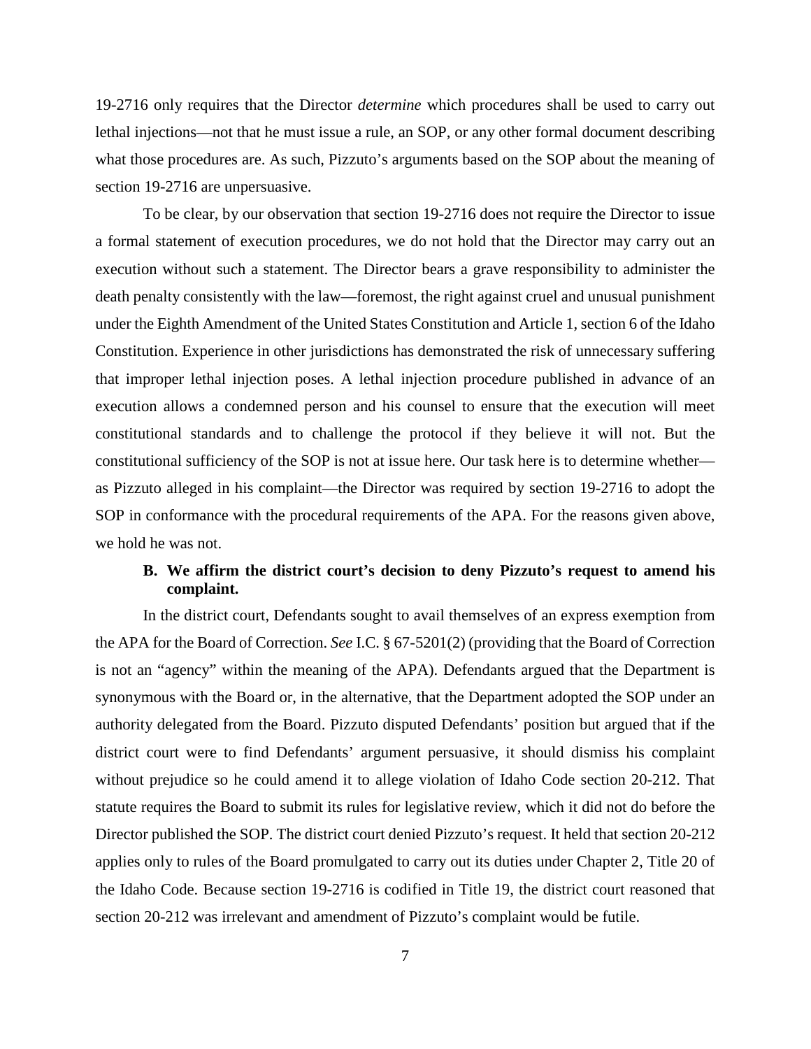19-2716 only requires that the Director *determine* which procedures shall be used to carry out lethal injections—not that he must issue a rule, an SOP, or any other formal document describing what those procedures are. As such, Pizzuto's arguments based on the SOP about the meaning of section 19-2716 are unpersuasive.

To be clear, by our observation that section 19-2716 does not require the Director to issue a formal statement of execution procedures, we do not hold that the Director may carry out an execution without such a statement. The Director bears a grave responsibility to administer the death penalty consistently with the law—foremost, the right against cruel and unusual punishment under the Eighth Amendment of the United States Constitution and Article 1, section 6 of the Idaho Constitution. Experience in other jurisdictions has demonstrated the risk of unnecessary suffering that improper lethal injection poses. A lethal injection procedure published in advance of an execution allows a condemned person and his counsel to ensure that the execution will meet constitutional standards and to challenge the protocol if they believe it will not. But the constitutional sufficiency of the SOP is not at issue here. Our task here is to determine whether—as Pizzuto alleged in his complaint—the Director was required by section 19-2716 to adopt the SOP in conformance with the procedural requirements of the APA. For the reasons given above, we hold he was not.

### B. We affirm the district court's decision to deny Pizzuto's request to amend his complaint.

In the district court, Defendants sought to avail themselves of an express exemption from the APA for the Board of Correction. *See* I.C. § 67-5201(2) (providing that the Board of Correction is not an "agency" within the meaning of the APA). Defendants argued that the Department is synonymous with the Board or, in the alternative, that the Department adopted the SOP under an authority delegated from the Board. Pizzuto disputed Defendants' position but argued that if the district court were to find Defendants' argument persuasive, it should dismiss his complaint without prejudice so he could amend it to allege violation of Idaho Code section 20-212. That statute requires the Board to submit its rules for legislative review, which it did not do before the Director published the SOP. The district court denied Pizzuto's request. It held that section 20-212 applies only to rules of the Board promulgated to carry out its duties under Chapter 2, Title 20 of the Idaho Code. Because section 19-2716 is codified in Title 19, the district court reasoned that section 20-212 was irrelevant and amendment of Pizzuto's complaint would be futile.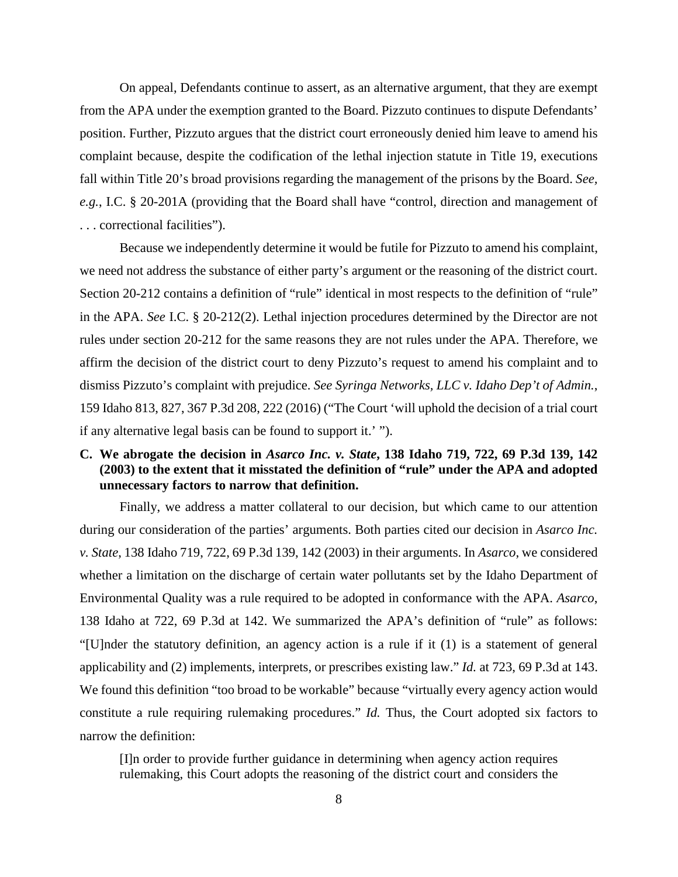On appeal, Defendants continue to assert, as an alternative argument, that they are exempt from the APA under the exemption granted to the Board. Pizzuto continues to dispute Defendants' position. Further, Pizzuto argues that the district court erroneously denied him leave to amend his complaint because, despite the codification of the lethal injection statute in Title 19, executions fall within Title 20's broad provisions regarding the management of the prisons by the Board. *See, e.g.*, I.C. § 20-201A (providing that the Board shall have "control, direction and management of . . . correctional facilities").

Because we independently determine it would be futile for Pizzuto to amend his complaint, we need not address the substance of either party's argument or the reasoning of the district court. Section 20-212 contains a definition of "rule" identical in most respects to the definition of "rule" in the APA. *See* I.C. § 20-212(2). Lethal injection procedures determined by the Director are not rules under section 20-212 for the same reasons they are not rules under the APA. Therefore, we affirm the decision of the district court to deny Pizzuto's request to amend his complaint and to dismiss Pizzuto's complaint with prejudice. *See Syringa Networks, LLC v. Idaho Dep't of Admin.*, 159 Idaho 813, 827, 367 P.3d 208, 222 (2016) ("The Court 'will uphold the decision of a trial court if any alternative legal basis can be found to support it.' ").

### C. We abrogate the decision in *Asarco Inc. v. State*, 138 Idaho 719, 722, 69 P.3d 139, 142 (2003) to the extent that it misstated the definition of "rule" under the APA and adopted unnecessary factors to narrow that definition.

Finally, we address a matter collateral to our decision, but which came to our attention during our consideration of the parties' arguments. Both parties cited our decision in *Asarco Inc. v. State*, 138 Idaho 719, 722, 69 P.3d 139, 142 (2003) in their arguments. In *Asarco*, we considered whether a limitation on the discharge of certain water pollutants set by the Idaho Department of Environmental Quality was a rule required to be adopted in conformance with the APA. *Asarco*, 138 Idaho at 722, 69 P.3d at 142. We summarized the APA's definition of "rule" as follows: "[U]nder the statutory definition, an agency action is a rule if it (1) is a statement of general applicability and (2) implements, interprets, or prescribes existing law." *Id.* at 723, 69 P.3d at 143. We found this definition "too broad to be workable" because "virtually every agency action would constitute a rule requiring rulemaking procedures." *Id.* Thus, the Court adopted six factors to narrow the definition:

> [I]n order to provide further guidance in determining when agency action requires rulemaking, this Court adopts the reasoning of the district court and considers the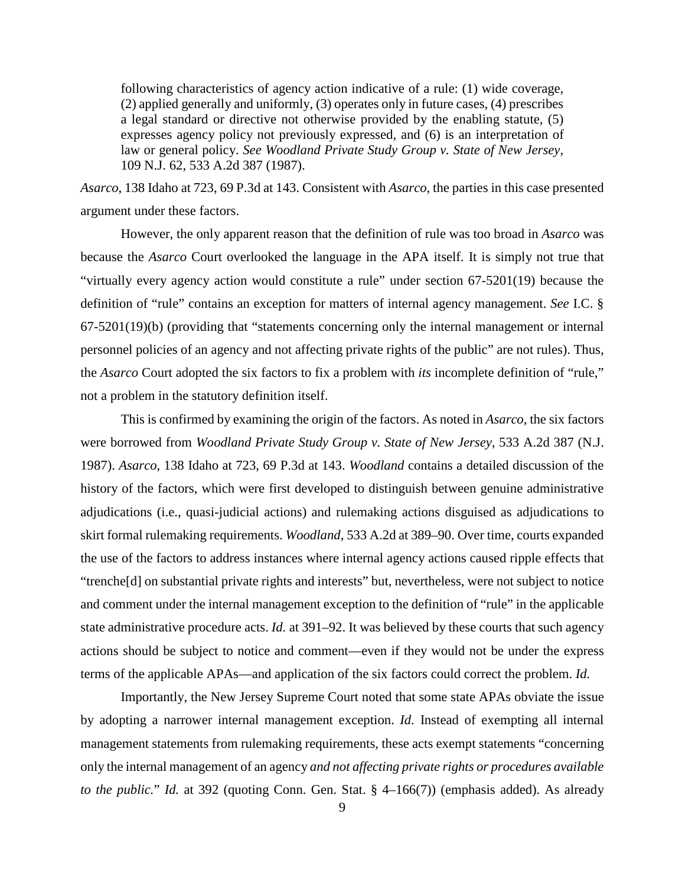> following characteristics of agency action indicative of a rule: (1) wide coverage, (2) applied generally and uniformly, (3) operates only in future cases, (4) prescribes a legal standard or directive not otherwise provided by the enabling statute, (5) expresses agency policy not previously expressed, and (6) is an interpretation of law or general policy. *See Woodland Private Study Group v. State of New Jersey,* 109 N.J. 62, 533 A.2d 387 (1987).

*Asarco*, 138 Idaho at 723, 69 P.3d at 143. Consistent with *Asarco*, the parties in this case presented argument under these factors.

However, the only apparent reason that the definition of rule was too broad in *Asarco* was because the *Asarco* Court overlooked the language in the APA itself. It is simply not true that "virtually every agency action would constitute a rule" under section 67-5201(19) because the definition of "rule" contains an exception for matters of internal agency management. *See* I.C. § 67-5201(19)(b) (providing that "statements concerning only the internal management or internal personnel policies of an agency and not affecting private rights of the public" are not rules). Thus, the *Asarco* Court adopted the six factors to fix a problem with *its* incomplete definition of "rule," not a problem in the statutory definition itself.

This is confirmed by examining the origin of the factors. As noted in *Asarco*, the six factors were borrowed from *Woodland Private Study Group v. State of New Jersey,* 533 A.2d 387 (N.J. 1987). *Asarco*, 138 Idaho at 723, 69 P.3d at 143. *Woodland* contains a detailed discussion of the history of the factors, which were first developed to distinguish between genuine administrative adjudications (i.e., quasi-judicial actions) and rulemaking actions disguised as adjudications to skirt formal rulemaking requirements. *Woodland*, 533 A.2d at 389–90. Over time, courts expanded the use of the factors to address instances where internal agency actions caused ripple effects that "trenche[d] on substantial private rights and interests" but, nevertheless, were not subject to notice and comment under the internal management exception to the definition of "rule" in the applicable state administrative procedure acts. *Id.* at 391–92. It was believed by these courts that such agency actions should be subject to notice and comment—even if they would not be under the express terms of the applicable APAs—and application of the six factors could correct the problem. *Id.*

Importantly, the New Jersey Supreme Court noted that some state APAs obviate the issue by adopting a narrower internal management exception. *Id.* Instead of exempting all internal management statements from rulemaking requirements, these acts exempt statements "concerning only the internal management of an agency *and not affecting private rights or procedures available to the public.*" *Id.* at 392 (quoting Conn. Gen. Stat. § 4–166(7)) (emphasis added). As already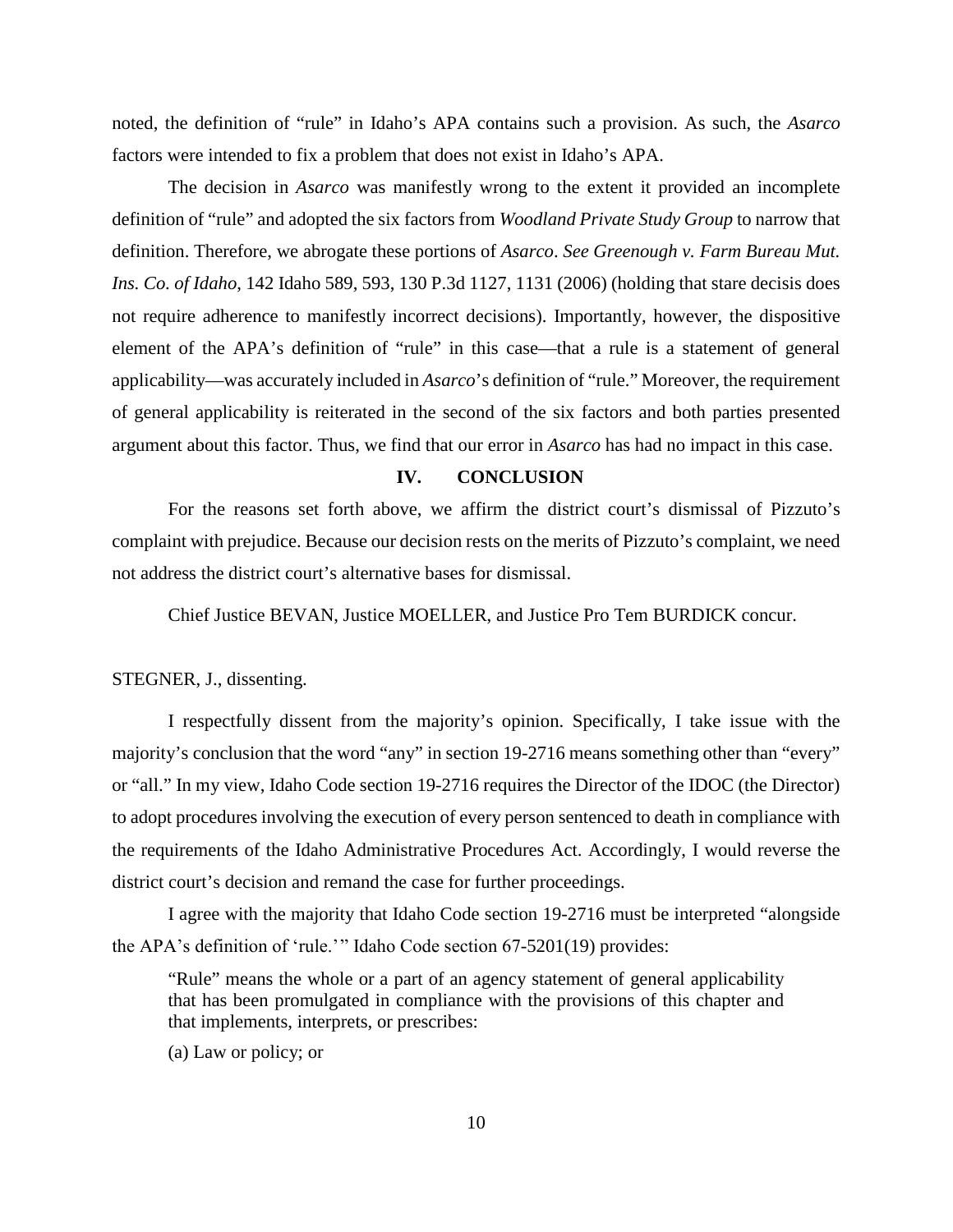noted, the definition of "rule" in Idaho's APA contains such a provision. As such, the *Asarco* factors were intended to fix a problem that does not exist in Idaho's APA.

The decision in *Asarco* was manifestly wrong to the extent it provided an incomplete definition of "rule" and adopted the six factors from *Woodland Private Study Group* to narrow that definition. Therefore, we abrogate these portions of *Asarco*. *See Greenough v. Farm Bureau Mut. Ins. Co. of Idaho*, 142 Idaho 589, 593, 130 P.3d 1127, 1131 (2006) (holding that stare decisis does not require adherence to manifestly incorrect decisions). Importantly, however, the dispositive element of the APA's definition of "rule" in this case—that a rule is a statement of general applicability—was accurately included in *Asarco*'s definition of "rule." Moreover, the requirement of general applicability is reiterated in the second of the six factors and both parties presented argument about this factor. Thus, we find that our error in *Asarco* has had no impact in this case.

## IV. CONCLUSION

For the reasons set forth above, we affirm the district court's dismissal of Pizzuto's complaint with prejudice. Because our decision rests on the merits of Pizzuto's complaint, we need not address the district court's alternative bases for dismissal.

Chief Justice BEVAN, Justice MOELLER, and Justice Pro Tem BURDICK concur.

STEGNER, J., dissenting.

I respectfully dissent from the majority's opinion. Specifically, I take issue with the majority's conclusion that the word "any" in section 19-2716 means something other than "every" or "all." In my view, Idaho Code section 19-2716 requires the Director of the IDOC (the Director) to adopt procedures involving the execution of every person sentenced to death in compliance with the requirements of the Idaho Administrative Procedures Act. Accordingly, I would reverse the district court's decision and remand the case for further proceedings.

I agree with the majority that Idaho Code section 19-2716 must be interpreted "alongside the APA's definition of 'rule.'" Idaho Code section 67-5201(19) provides:

> "Rule" means the whole or a part of an agency statement of general applicability that has been promulgated in compliance with the provisions of this chapter and that implements, interprets, or prescribes:
>
> (a) Law or policy; or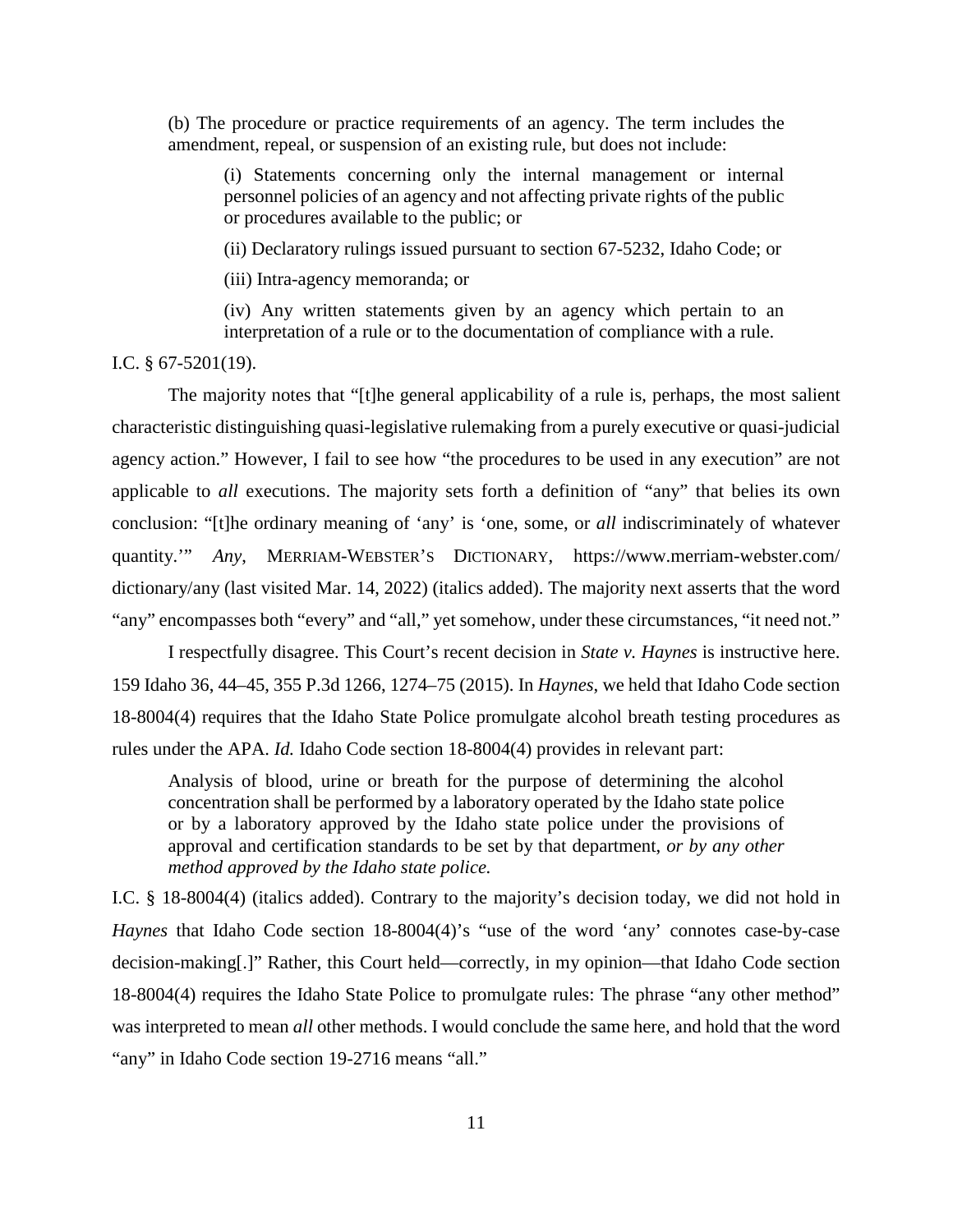> (b) The procedure or practice requirements of an agency. The term includes the amendment, repeal, or suspension of an existing rule, but does not include:
>
> > (i) Statements concerning only the internal management or internal personnel policies of an agency and not affecting private rights of the public or procedures available to the public; or
> >
> > (ii) Declaratory rulings issued pursuant to section 67-5232, Idaho Code; or
> >
> > (iii) Intra-agency memoranda; or
> >
> > (iv) Any written statements given by an agency which pertain to an interpretation of a rule or to the documentation of compliance with a rule.

I.C. § 67-5201(19).

The majority notes that "[t]he general applicability of a rule is, perhaps, the most salient characteristic distinguishing quasi-legislative rulemaking from a purely executive or quasi-judicial agency action." However, I fail to see how "the procedures to be used in any execution" are not applicable to *all* executions. The majority sets forth a definition of "any" that belies its own conclusion: "[t]he ordinary meaning of 'any' is 'one, some, or *all* indiscriminately of whatever quantity.'" *Any*, MERRIAM-WEBSTER'S DICTIONARY, https://www.merriam-webster.com/dictionary/any (last visited Mar. 14, 2022) (italics added). The majority next asserts that the word "any" encompasses both "every" and "all," yet somehow, under these circumstances, "it need not."

I respectfully disagree. This Court's recent decision in *State v. Haynes* is instructive here. 159 Idaho 36, 44–45, 355 P.3d 1266, 1274–75 (2015). In *Haynes*, we held that Idaho Code section 18-8004(4) requires that the Idaho State Police promulgate alcohol breath testing procedures as rules under the APA. *Id.* Idaho Code section 18-8004(4) provides in relevant part:

> Analysis of blood, urine or breath for the purpose of determining the alcohol concentration shall be performed by a laboratory operated by the Idaho state police or by a laboratory approved by the Idaho state police under the provisions of approval and certification standards to be set by that department, *or by any other method approved by the Idaho state police.*

I.C. § 18-8004(4) (italics added). Contrary to the majority's decision today, we did not hold in *Haynes* that Idaho Code section 18-8004(4)'s "use of the word 'any' connotes case-by-case decision-making[.]" Rather, this Court held—correctly, in my opinion—that Idaho Code section 18-8004(4) requires the Idaho State Police to promulgate rules: The phrase "any other method" was interpreted to mean *all* other methods. I would conclude the same here, and hold that the word "any" in Idaho Code section 19-2716 means "all."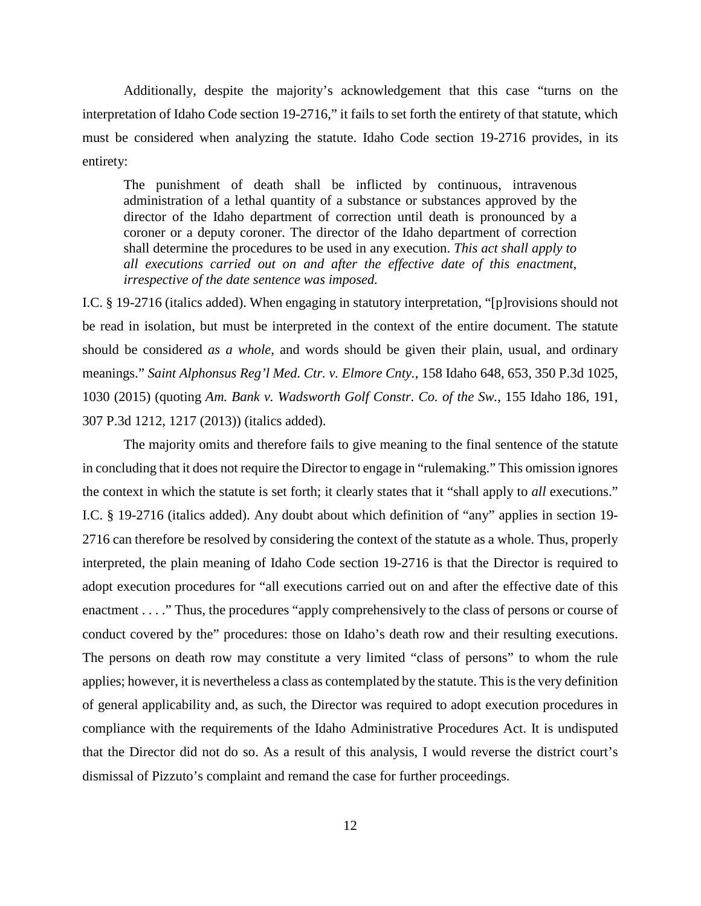Additionally, despite the majority's acknowledgement that this case "turns on the interpretation of Idaho Code section 19-2716," it fails to set forth the entirety of that statute, which must be considered when analyzing the statute. Idaho Code section 19-2716 provides, in its entirety:

> The punishment of death shall be inflicted by continuous, intravenous administration of a lethal quantity of a substance or substances approved by the director of the Idaho department of correction until death is pronounced by a coroner or a deputy coroner. The director of the Idaho department of correction shall determine the procedures to be used in any execution. *This act shall apply to all executions carried out on and after the effective date of this enactment, irrespective of the date sentence was imposed.*

I.C. § 19-2716 (italics added). When engaging in statutory interpretation, "[p]rovisions should not be read in isolation, but must be interpreted in the context of the entire document. The statute should be considered *as a whole*, and words should be given their plain, usual, and ordinary meanings." *Saint Alphonsus Reg'l Med. Ctr. v. Elmore Cnty.*, 158 Idaho 648, 653, 350 P.3d 1025, 1030 (2015) (quoting *Am. Bank v. Wadsworth Golf Constr. Co. of the Sw.*, 155 Idaho 186, 191, 307 P.3d 1212, 1217 (2013)) (italics added).

The majority omits and therefore fails to give meaning to the final sentence of the statute in concluding that it does not require the Director to engage in "rulemaking." This omission ignores the context in which the statute is set forth; it clearly states that it "shall apply to *all* executions." I.C. § 19-2716 (italics added). Any doubt about which definition of "any" applies in section 19-2716 can therefore be resolved by considering the context of the statute as a whole. Thus, properly interpreted, the plain meaning of Idaho Code section 19-2716 is that the Director is required to adopt execution procedures for "all executions carried out on and after the effective date of this enactment . . . ." Thus, the procedures "apply comprehensively to the class of persons or course of conduct covered by the" procedures: those on Idaho's death row and their resulting executions. The persons on death row may constitute a very limited "class of persons" to whom the rule applies; however, it is nevertheless a class as contemplated by the statute. This is the very definition of general applicability and, as such, the Director was required to adopt execution procedures in compliance with the requirements of the Idaho Administrative Procedures Act. It is undisputed that the Director did not do so. As a result of this analysis, I would reverse the district court's dismissal of Pizzuto's complaint and remand the case for further proceedings.